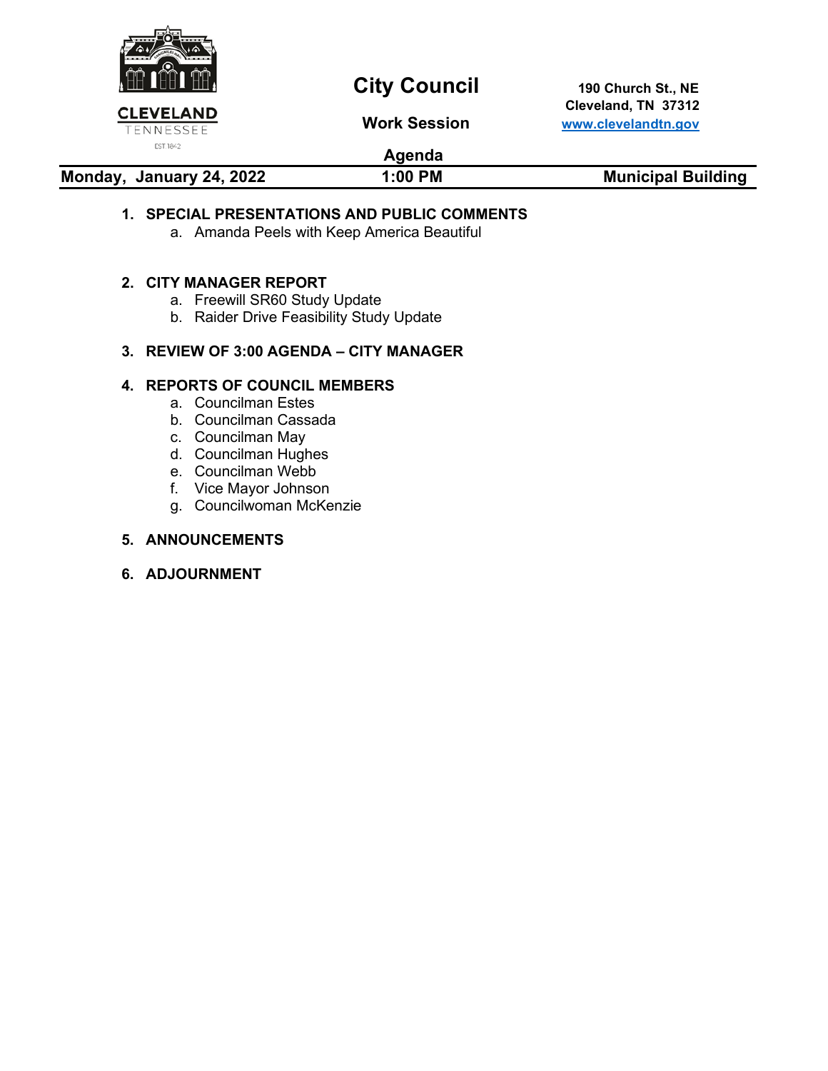CLEVELAND
TENNESSEE
EST. 1842

# City Council

## Work Session

## Agenda

190 Church St., NE
Cleveland, TN 37312
www.clevelandtn.gov

**Monday, January 24, 2022** | **1:00 PM** | **Municipal Building**

1. **SPECIAL PRESENTATIONS AND PUBLIC COMMENTS**
   a. Amanda Peels with Keep America Beautiful

2. **CITY MANAGER REPORT**
   a. Freewill SR60 Study Update
   b. Raider Drive Feasibility Study Update

3. **REVIEW OF 3:00 AGENDA – CITY MANAGER**

4. **REPORTS OF COUNCIL MEMBERS**
   a. Councilman Estes
   b. Councilman Cassada
   c. Councilman May
   d. Councilman Hughes
   e. Councilman Webb
   f. Vice Mayor Johnson
   g. Councilwoman McKenzie

5. **ANNOUNCEMENTS**

6. **ADJOURNMENT**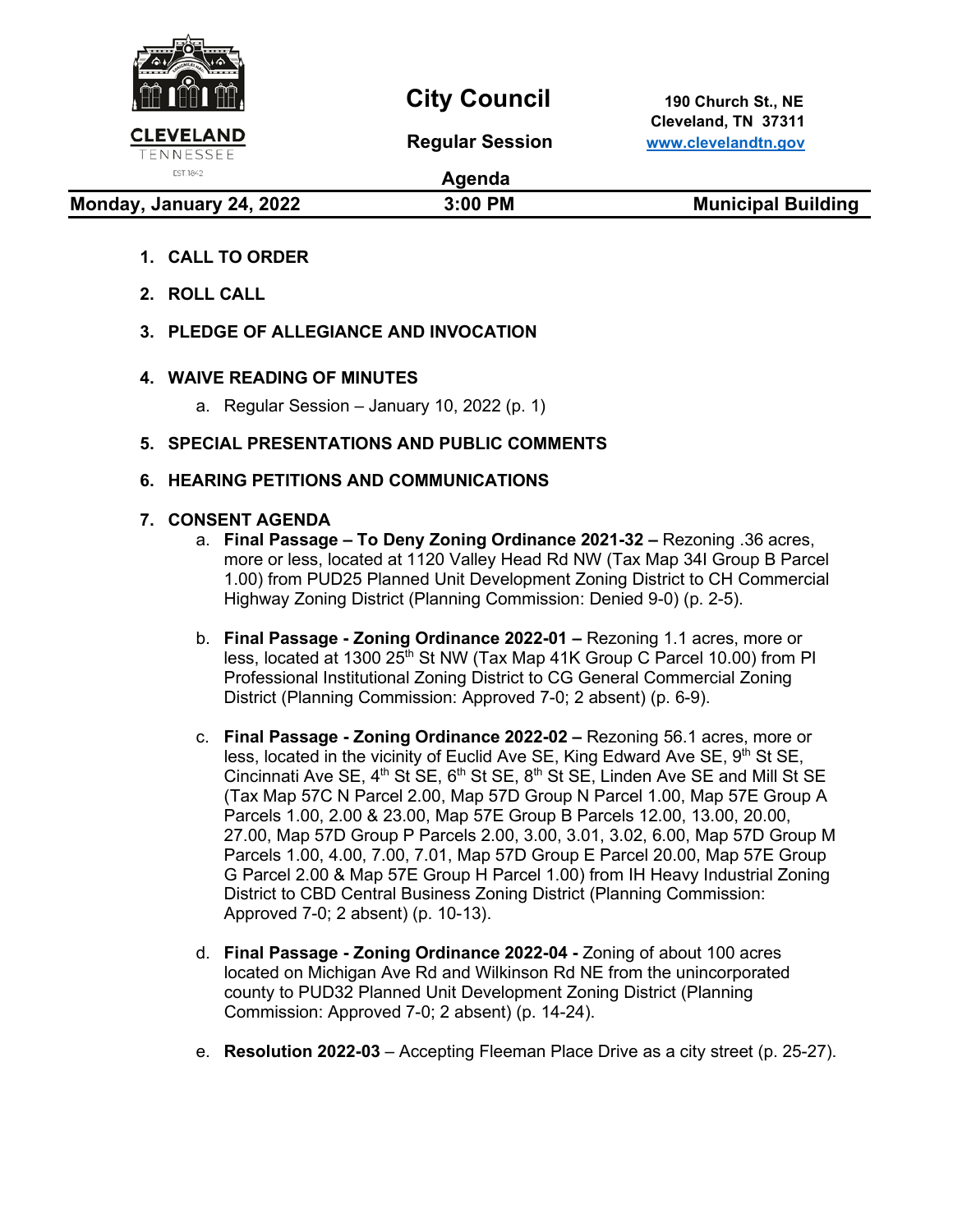**CLEVELAND**
TENNESSEE
EST 1842

# City Council

**Regular Session**

**Agenda**

**190 Church St., NE**
**Cleveland, TN 37311**
**[www.clevelandtn.gov](http://www.clevelandtn.gov)**

| **Monday, January 24, 2022** | **3:00 PM** | **Municipal Building** |
|---|---|---|

1. **CALL TO ORDER**

2. **ROLL CALL**

3. **PLEDGE OF ALLEGIANCE AND INVOCATION**

4. **WAIVE READING OF MINUTES**
   a. Regular Session – January 10, 2022 (p. 1)

5. **SPECIAL PRESENTATIONS AND PUBLIC COMMENTS**

6. **HEARING PETITIONS AND COMMUNICATIONS**

7. **CONSENT AGENDA**
   a. **Final Passage – To Deny Zoning Ordinance 2021-32 –** Rezoning .36 acres, more or less, located at 1120 Valley Head Rd NW (Tax Map 34I Group B Parcel 1.00) from PUD25 Planned Unit Development Zoning District to CH Commercial Highway Zoning District (Planning Commission: Denied 9-0) (p. 2-5).

   b. **Final Passage - Zoning Ordinance 2022-01 –** Rezoning 1.1 acres, more or less, located at 1300 25th St NW (Tax Map 41K Group C Parcel 10.00) from PI Professional Institutional Zoning District to CG General Commercial Zoning District (Planning Commission: Approved 7-0; 2 absent) (p. 6-9).

   c. **Final Passage - Zoning Ordinance 2022-02 –** Rezoning 56.1 acres, more or less, located in the vicinity of Euclid Ave SE, King Edward Ave SE, 9th St SE, Cincinnati Ave SE, 4th St SE, 6th St SE, 8th St SE, Linden Ave SE and Mill St SE (Tax Map 57C N Parcel 2.00, Map 57D Group N Parcel 1.00, Map 57E Group A Parcels 1.00, 2.00 & 23.00, Map 57E Group B Parcels 12.00, 13.00, 20.00, 27.00, Map 57D Group P Parcels 2.00, 3.00, 3.01, 3.02, 6.00, Map 57D Group M Parcels 1.00, 4.00, 7.00, 7.01, Map 57D Group E Parcel 20.00, Map 57E Group G Parcel 2.00 & Map 57E Group H Parcel 1.00) from IH Heavy Industrial Zoning District to CBD Central Business Zoning District (Planning Commission: Approved 7-0; 2 absent) (p. 10-13).

   d. **Final Passage - Zoning Ordinance 2022-04 -** Zoning of about 100 acres located on Michigan Ave Rd and Wilkinson Rd NE from the unincorporated county to PUD32 Planned Unit Development Zoning District (Planning Commission: Approved 7-0; 2 absent) (p. 14-24).

   e. **Resolution 2022-03** – Accepting Fleeman Place Drive as a city street (p. 25-27).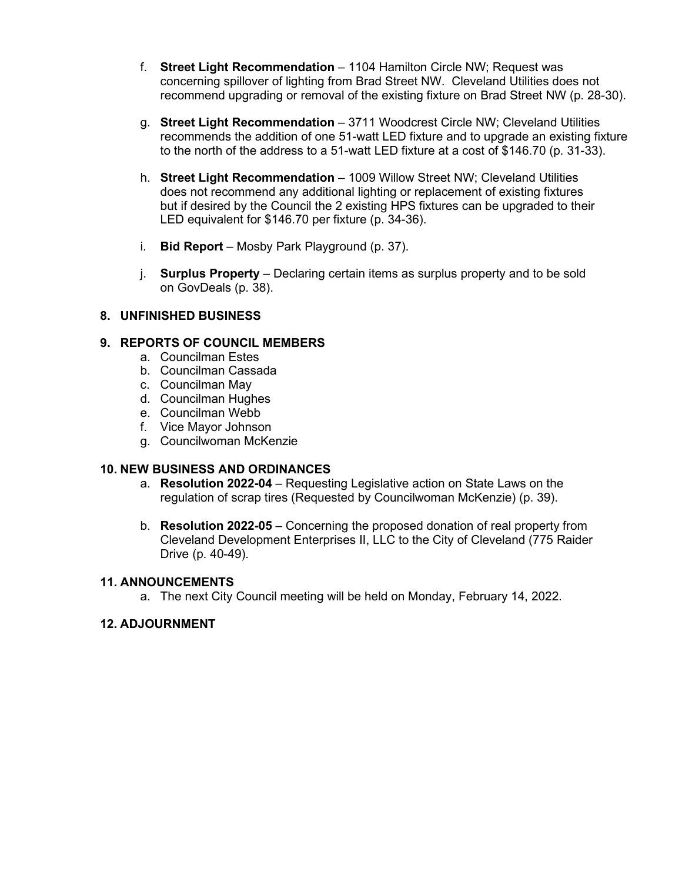f. **Street Light Recommendation** – 1104 Hamilton Circle NW; Request was concerning spillover of lighting from Brad Street NW. Cleveland Utilities does not recommend upgrading or removal of the existing fixture on Brad Street NW (p. 28-30).

g. **Street Light Recommendation** – 3711 Woodcrest Circle NW; Cleveland Utilities recommends the addition of one 51-watt LED fixture and to upgrade an existing fixture to the north of the address to a 51-watt LED fixture at a cost of $146.70 (p. 31-33).

h. **Street Light Recommendation** – 1009 Willow Street NW; Cleveland Utilities does not recommend any additional lighting or replacement of existing fixtures but if desired by the Council the 2 existing HPS fixtures can be upgraded to their LED equivalent for $146.70 per fixture (p. 34-36).

i. **Bid Report** – Mosby Park Playground (p. 37).

j. **Surplus Property** – Declaring certain items as surplus property and to be sold on GovDeals (p. 38).

**8. UNFINISHED BUSINESS**

**9. REPORTS OF COUNCIL MEMBERS**

a. Councilman Estes
b. Councilman Cassada
c. Councilman May
d. Councilman Hughes
e. Councilman Webb
f. Vice Mayor Johnson
g. Councilwoman McKenzie

**10. NEW BUSINESS AND ORDINANCES**

a. **Resolution 2022-04** – Requesting Legislative action on State Laws on the regulation of scrap tires (Requested by Councilwoman McKenzie) (p. 39).

b. **Resolution 2022-05** – Concerning the proposed donation of real property from Cleveland Development Enterprises II, LLC to the City of Cleveland (775 Raider Drive (p. 40-49).

**11. ANNOUNCEMENTS**

a. The next City Council meeting will be held on Monday, February 14, 2022.

**12. ADJOURNMENT**